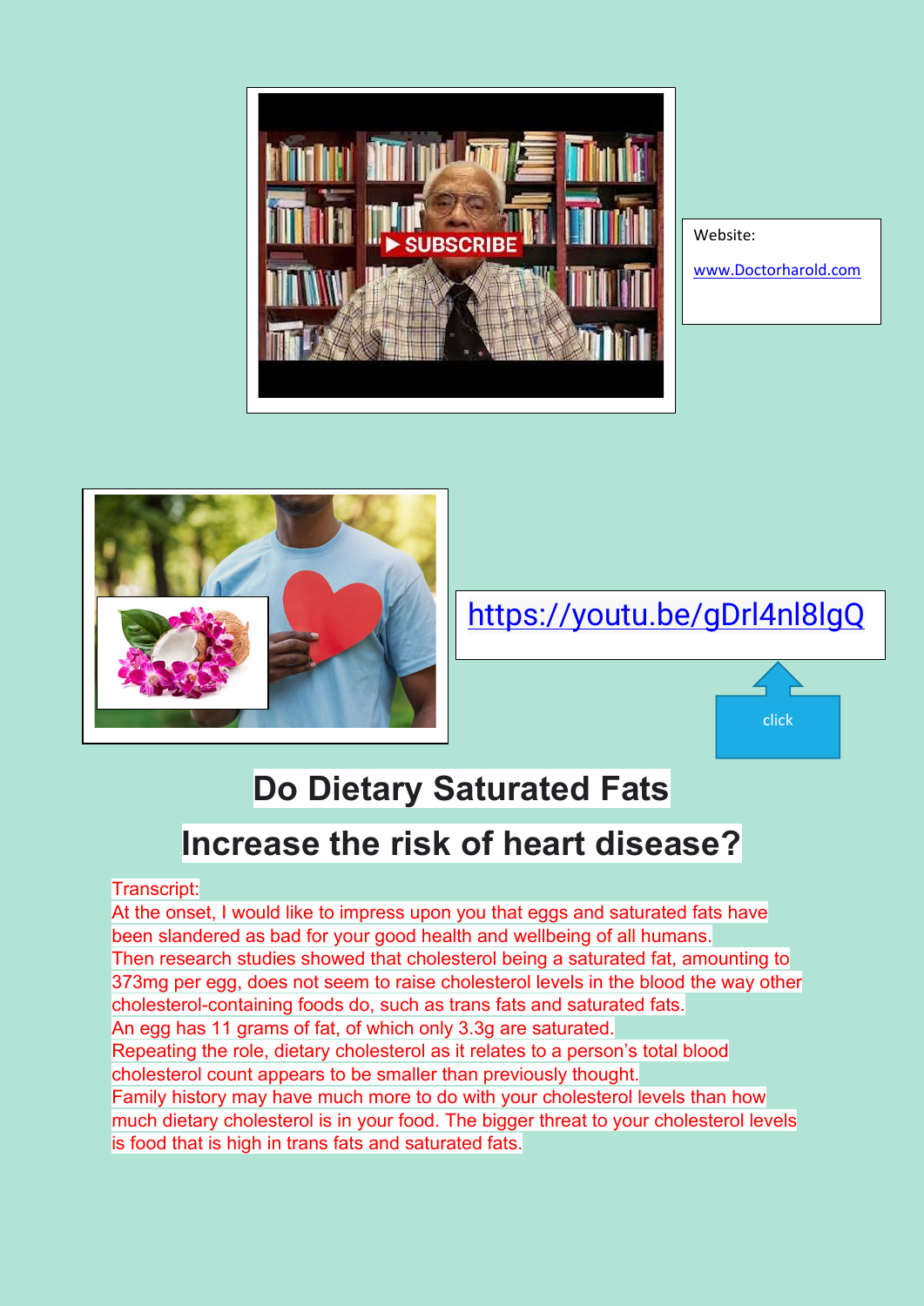Website:

www.Doctorharold.com

https://youtu.be/gDrl4nl8lgQ

click

# Do Dietary Saturated Fats Increase the risk of heart disease?

Transcript:

At the onset, I would like to impress upon you that eggs and saturated fats have been slandered as bad for your good health and wellbeing of all humans.

Then research studies showed that cholesterol being a saturated fat, amounting to 373mg per egg, does not seem to raise cholesterol levels in the blood the way other cholesterol-containing foods do, such as trans fats and saturated fats.

An egg has 11 grams of fat, of which only 3.3g are saturated.

Repeating the role, dietary cholesterol as it relates to a person's total blood cholesterol count appears to be smaller than previously thought.

Family history may have much more to do with your cholesterol levels than how much dietary cholesterol is in your food. The bigger threat to your cholesterol levels is food that is high in trans fats and saturated fats.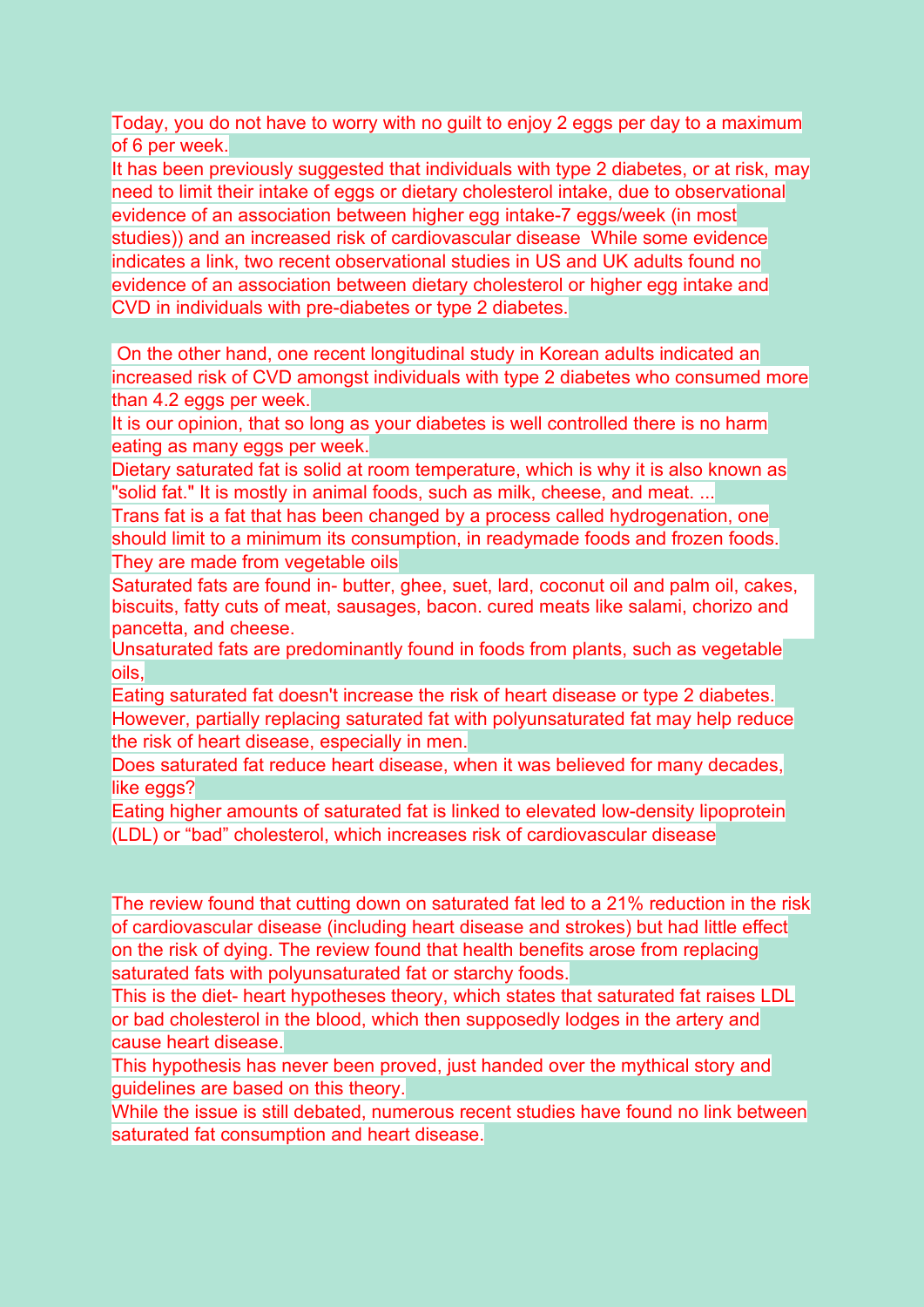Today, you do not have to worry with no guilt to enjoy 2 eggs per day to a maximum of 6 per week.

It has been previously suggested that individuals with type 2 diabetes, or at risk, may need to limit their intake of eggs or dietary cholesterol intake, due to observational evidence of an association between higher egg intake-7 eggs/week (in most studies)) and an increased risk of cardiovascular disease  While some evidence indicates a link, two recent observational studies in US and UK adults found no evidence of an association between dietary cholesterol or higher egg intake and CVD in individuals with pre-diabetes or type 2 diabetes.

On the other hand, one recent longitudinal study in Korean adults indicated an increased risk of CVD amongst individuals with type 2 diabetes who consumed more than 4.2 eggs per week.

It is our opinion, that so long as your diabetes is well controlled there is no harm eating as many eggs per week.

Dietary saturated fat is solid at room temperature, which is why it is also known as "solid fat." It is mostly in animal foods, such as milk, cheese, and meat. ...

Trans fat is a fat that has been changed by a process called hydrogenation, one should limit to a minimum its consumption, in readymade foods and frozen foods. They are made from vegetable oils

Saturated fats are found in- butter, ghee, suet, lard, coconut oil and palm oil, cakes, biscuits, fatty cuts of meat, sausages, bacon. cured meats like salami, chorizo and pancetta, and cheese.

Unsaturated fats are predominantly found in foods from plants, such as vegetable oils,

Eating saturated fat doesn't increase the risk of heart disease or type 2 diabetes. However, partially replacing saturated fat with polyunsaturated fat may help reduce the risk of heart disease, especially in men.

Does saturated fat reduce heart disease, when it was believed for many decades, like eggs?

Eating higher amounts of saturated fat is linked to elevated low-density lipoprotein (LDL) or “bad” cholesterol, which increases risk of cardiovascular disease

The review found that cutting down on saturated fat led to a 21% reduction in the risk of cardiovascular disease (including heart disease and strokes) but had little effect on the risk of dying. The review found that health benefits arose from replacing saturated fats with polyunsaturated fat or starchy foods.

This is the diet- heart hypotheses theory, which states that saturated fat raises LDL or bad cholesterol in the blood, which then supposedly lodges in the artery and cause heart disease.

This hypothesis has never been proved, just handed over the mythical story and guidelines are based on this theory.

While the issue is still debated, numerous recent studies have found no link between saturated fat consumption and heart disease.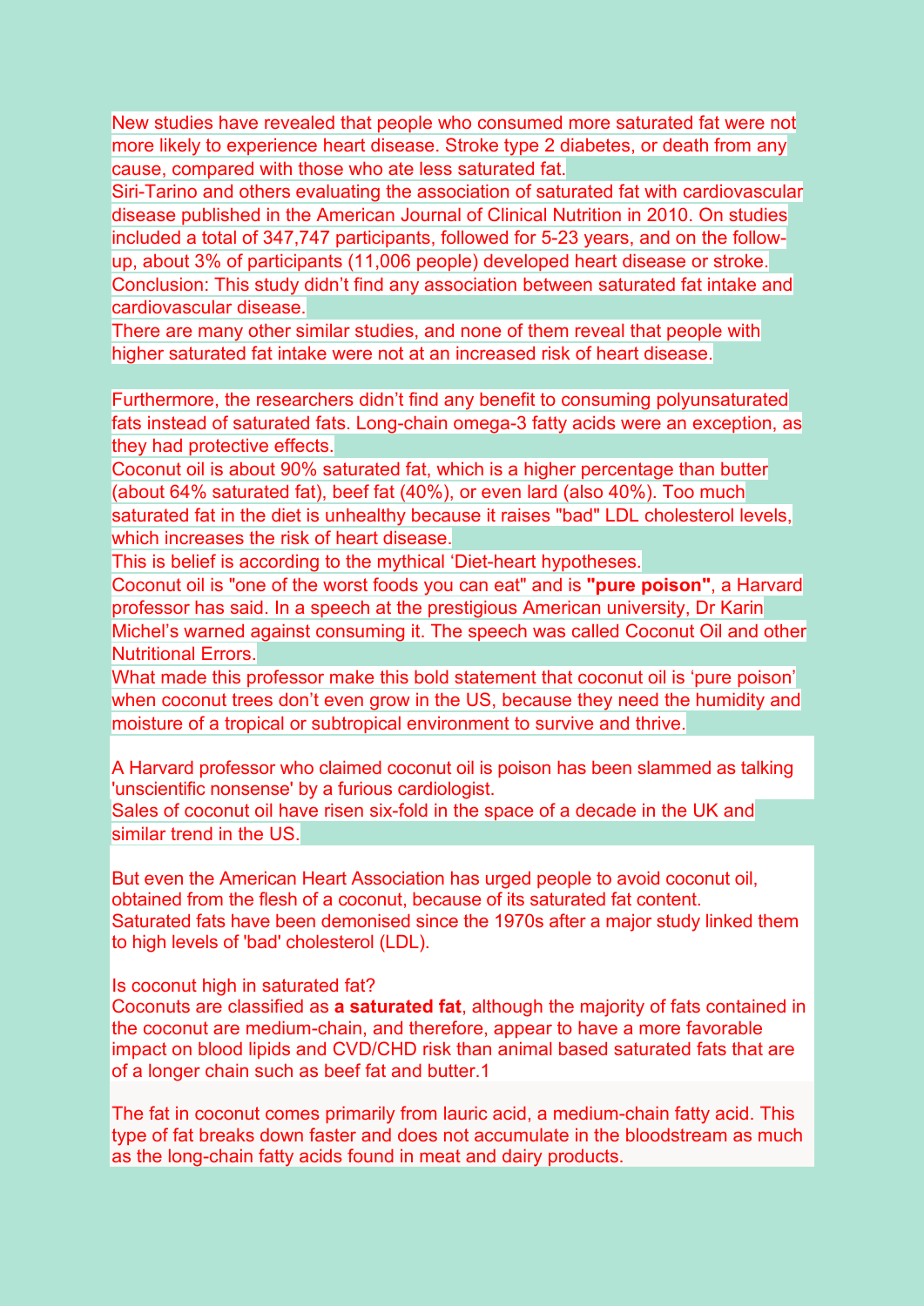New studies have revealed that people who consumed more saturated fat were not more likely to experience heart disease. Stroke type 2 diabetes, or death from any cause, compared with those who ate less saturated fat.

Siri-Tarino and others evaluating the association of saturated fat with cardiovascular disease published in the American Journal of Clinical Nutrition in 2010. On studies included a total of 347,747 participants, followed for 5-23 years, and on the follow-up, about 3% of participants (11,006 people) developed heart disease or stroke.

Conclusion: This study didn't find any association between saturated fat intake and cardiovascular disease.

There are many other similar studies, and none of them reveal that people with higher saturated fat intake were not at an increased risk of heart disease.

Furthermore, the researchers didn't find any benefit to consuming polyunsaturated fats instead of saturated fats. Long-chain omega-3 fatty acids were an exception, as they had protective effects.

Coconut oil is about 90% saturated fat, which is a higher percentage than butter (about 64% saturated fat), beef fat (40%), or even lard (also 40%). Too much saturated fat in the diet is unhealthy because it raises "bad" LDL cholesterol levels, which increases the risk of heart disease.

This is belief is according to the mythical 'Diet-heart hypotheses.

Coconut oil is "one of the worst foods you can eat" and is **"pure poison"**, a Harvard professor has said. In a speech at the prestigious American university, Dr Karin Michel's warned against consuming it. The speech was called Coconut Oil and other Nutritional Errors.

What made this professor make this bold statement that coconut oil is 'pure poison' when coconut trees don't even grow in the US, because they need the humidity and moisture of a tropical or subtropical environment to survive and thrive.

A Harvard professor who claimed coconut oil is poison has been slammed as talking 'unscientific nonsense' by a furious cardiologist.

Sales of coconut oil have risen six-fold in the space of a decade in the UK and similar trend in the US.

But even the American Heart Association has urged people to avoid coconut oil, obtained from the flesh of a coconut, because of its saturated fat content.

Saturated fats have been demonised since the 1970s after a major study linked them to high levels of 'bad' cholesterol (LDL).

Is coconut high in saturated fat?

Coconuts are classified as **a saturated fat**, although the majority of fats contained in the coconut are medium-chain, and therefore, appear to have a more favorable impact on blood lipids and CVD/CHD risk than animal based saturated fats that are of a longer chain such as beef fat and butter.[1]

The fat in coconut comes primarily from lauric acid, a medium-chain fatty acid. This type of fat breaks down faster and does not accumulate in the bloodstream as much as the long-chain fatty acids found in meat and dairy products.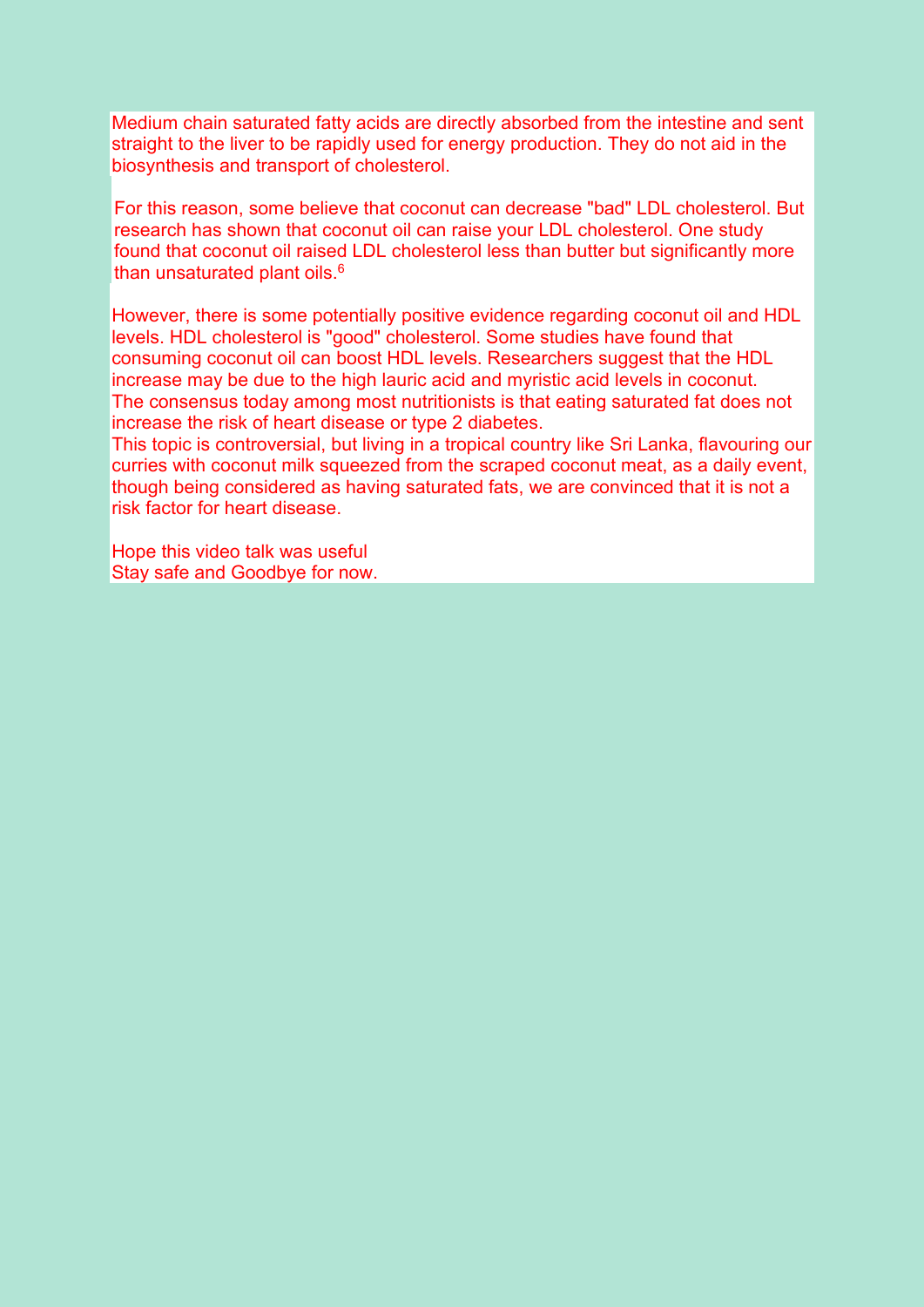Medium chain saturated fatty acids are directly absorbed from the intestine and sent straight to the liver to be rapidly used for energy production. They do not aid in the biosynthesis and transport of cholesterol.

For this reason, some believe that coconut can decrease "bad" LDL cholesterol. But research has shown that coconut oil can raise your LDL cholesterol. One study found that coconut oil raised LDL cholesterol less than butter but significantly more than unsaturated plant oils.[6]

However, there is some potentially positive evidence regarding coconut oil and HDL levels. HDL cholesterol is "good" cholesterol. Some studies have found that consuming coconut oil can boost HDL levels. Researchers suggest that the HDL increase may be due to the high lauric acid and myristic acid levels in coconut.
The consensus today among most nutritionists is that eating saturated fat does not increase the risk of heart disease or type 2 diabetes.
This topic is controversial, but living in a tropical country like Sri Lanka, flavouring our curries with coconut milk squeezed from the scraped coconut meat, as a daily event, though being considered as having saturated fats, we are convinced that it is not a risk factor for heart disease.

Hope this video talk was useful
Stay safe and Goodbye for now.